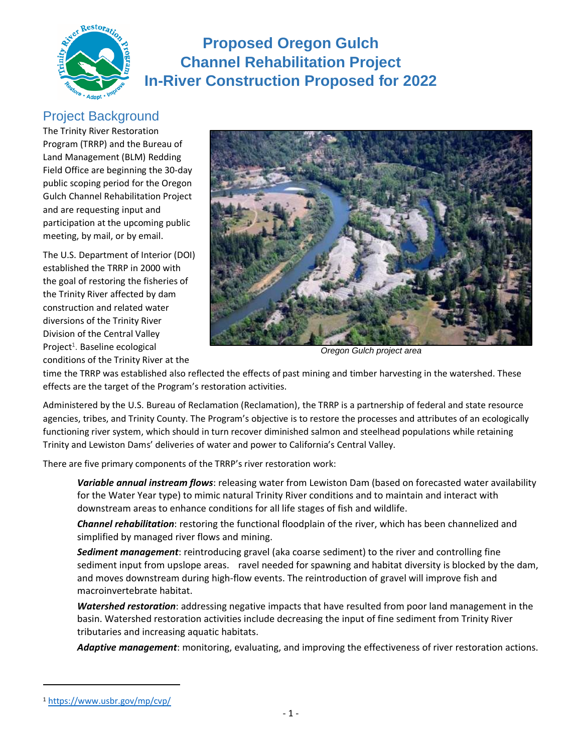# Proposed Oregon Gulch Channel Rehabilitation Project In-River Construction Proposed for 2022

## Project Background

The Trinity River Restoration Program (TRRP) and the Bureau of Land Management (BLM) Redding Field Office are beginning the 30-day public scoping period for the Oregon Gulch Channel Rehabilitation Project and are requesting input and participation at the upcoming public meeting, by mail, or by email.

Oregon Gulch project area

The U.S. Department of Interior (DOI) established the TRRP in 2000 with the goal of restoring the fisheries of the Trinity River affected by dam construction and related water diversions of the Trinity River Division of the Central Valley Project[1]. Baseline ecological conditions of the Trinity River at the time the TRRP was established also reflected the effects of past mining and timber harvesting in the watershed. These effects are the target of the Program's restoration activities.

Administered by the U.S. Bureau of Reclamation (Reclamation), the TRRP is a partnership of federal and state resource agencies, tribes, and Trinity County. The Program's objective is to restore the processes and attributes of an ecologically functioning river system, which should in turn recover diminished salmon and steelhead populations while retaining Trinity and Lewiston Dams' deliveries of water and power to California's Central Valley.

There are five primary components of the TRRP's river restoration work:

***Variable annual instream flows***: releasing water from Lewiston Dam (based on forecasted water availability for the Water Year type) to mimic natural Trinity River conditions and to maintain and interact with downstream areas to enhance conditions for all life stages of fish and wildlife.

***Channel rehabilitation***: restoring the functional floodplain of the river, which has been channelized and simplified by managed river flows and mining.

***Sediment management***: reintroducing gravel (aka coarse sediment) to the river and controlling fine sediment input from upslope areas. ravel needed for spawning and habitat diversity is blocked by the dam, and moves downstream during high-flow events. The reintroduction of gravel will improve fish and macroinvertebrate habitat.

***Watershed restoration***: addressing negative impacts that have resulted from poor land management in the basin. Watershed restoration activities include decreasing the input of fine sediment from Trinity River tributaries and increasing aquatic habitats.

***Adaptive management***: monitoring, evaluating, and improving the effectiveness of river restoration actions.

[1] https://www.usbr.gov/mp/cvp/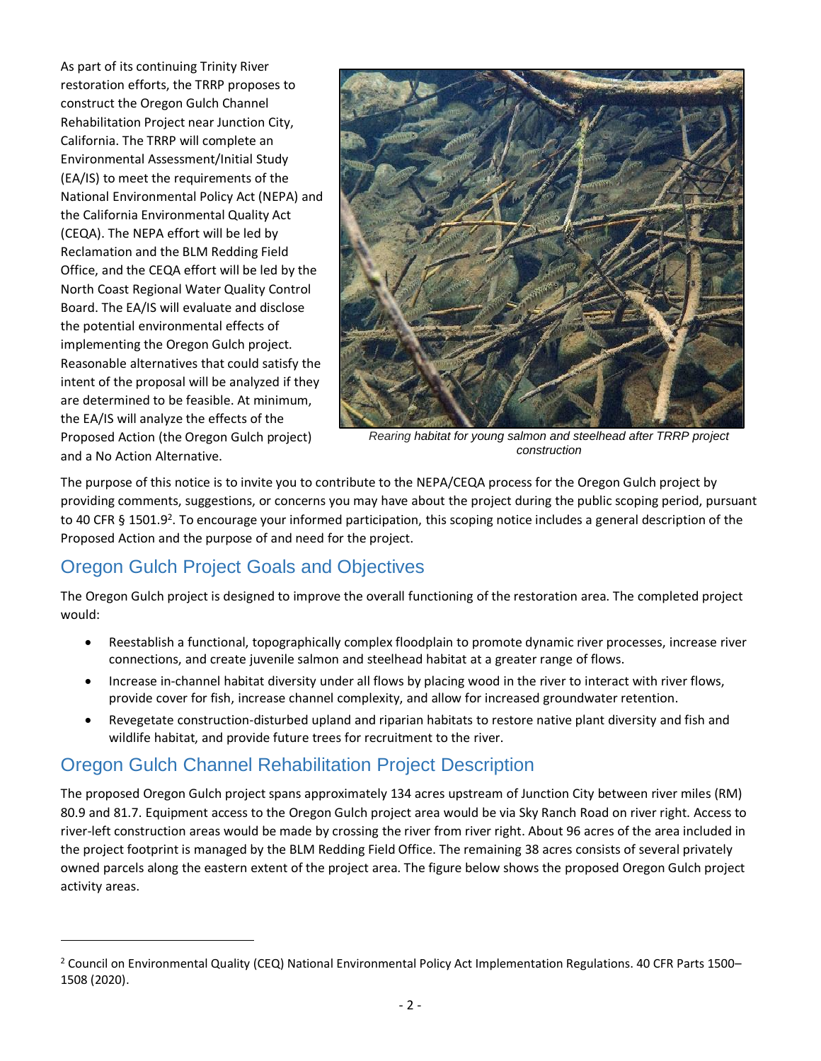As part of its continuing Trinity River restoration efforts, the TRRP proposes to construct the Oregon Gulch Channel Rehabilitation Project near Junction City, California. The TRRP will complete an Environmental Assessment/Initial Study (EA/IS) to meet the requirements of the National Environmental Policy Act (NEPA) and the California Environmental Quality Act (CEQA). The NEPA effort will be led by Reclamation and the BLM Redding Field Office, and the CEQA effort will be led by the North Coast Regional Water Quality Control Board. The EA/IS will evaluate and disclose the potential environmental effects of implementing the Oregon Gulch project. Reasonable alternatives that could satisfy the intent of the proposal will be analyzed if they are determined to be feasible. At minimum, the EA/IS will analyze the effects of the Proposed Action (the Oregon Gulch project) and a No Action Alternative.

*Rearing habitat for young salmon and steelhead after TRRP project construction*

The purpose of this notice is to invite you to contribute to the NEPA/CEQA process for the Oregon Gulch project by providing comments, suggestions, or concerns you may have about the project during the public scoping period, pursuant to 40 CFR § 1501.9[2]. To encourage your informed participation, this scoping notice includes a general description of the Proposed Action and the purpose of and need for the project.

## Oregon Gulch Project Goals and Objectives

The Oregon Gulch project is designed to improve the overall functioning of the restoration area. The completed project would:

- Reestablish a functional, topographically complex floodplain to promote dynamic river processes, increase river connections, and create juvenile salmon and steelhead habitat at a greater range of flows.
- Increase in-channel habitat diversity under all flows by placing wood in the river to interact with river flows, provide cover for fish, increase channel complexity, and allow for increased groundwater retention.
- Revegetate construction-disturbed upland and riparian habitats to restore native plant diversity and fish and wildlife habitat, and provide future trees for recruitment to the river.

## Oregon Gulch Channel Rehabilitation Project Description

The proposed Oregon Gulch project spans approximately 134 acres upstream of Junction City between river miles (RM) 80.9 and 81.7. Equipment access to the Oregon Gulch project area would be via Sky Ranch Road on river right. Access to river-left construction areas would be made by crossing the river from river right. About 96 acres of the area included in the project footprint is managed by the BLM Redding Field Office. The remaining 38 acres consists of several privately owned parcels along the eastern extent of the project area. The figure below shows the proposed Oregon Gulch project activity areas.

[2] Council on Environmental Quality (CEQ) National Environmental Policy Act Implementation Regulations. 40 CFR Parts 1500–1508 (2020).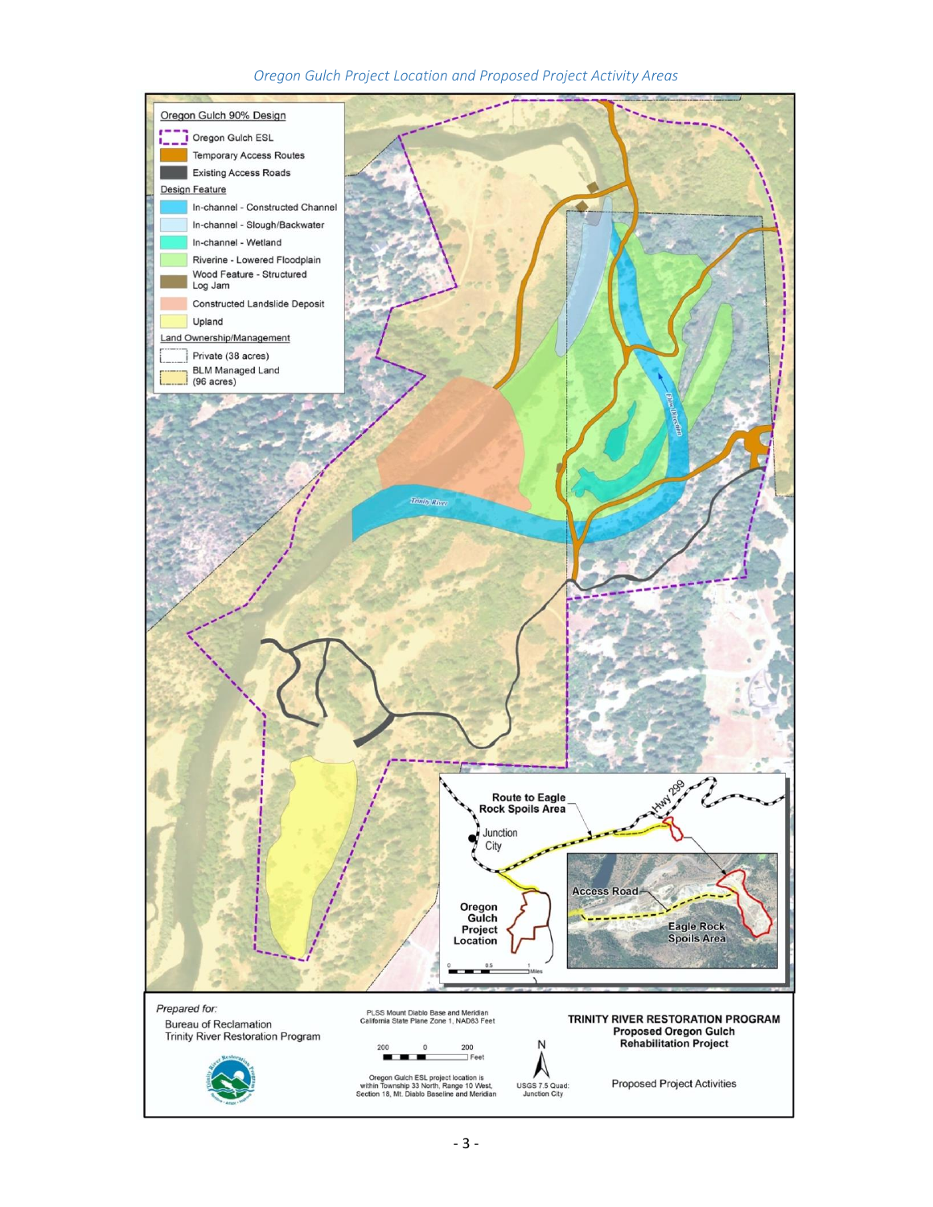*Oregon Gulch Project Location and Proposed Project Activity Areas*

Oregon Gulch 90% Design

- Oregon Gulch ESL
- Temporary Access Routes
- Existing Access Roads

Design Feature

- In-channel - Constructed Channel
- In-channel - Slough/Backwater
- In-channel - Wetland
- Riverine - Lowered Floodplain
- Wood Feature - Structured Log Jam
- Constructed Landslide Deposit
- Upland

Land Ownership/Management

- Private (38 acres)
- BLM Managed Land (96 acres)

Trinity River

Flow Direction

Route to Eagle Rock Spoils Area

Hwy 299

Junction City

Oregon Gulch Project Location

Access Road

Eagle Rock Spoils Area

0 0.5 1 Miles

Prepared for:

Bureau of Reclamation
Trinity River Restoration Program

PLSS Mount Diablo Base and Meridian
California State Plane Zone 1, NAD83 Feet

200 0 200 Feet

Oregon Gulch ESL project location is within Township 33 North, Range 10 West, Section 18, Mt. Diablo Baseline and Meridian

N

USGS 7.5 Quad: Junction City

**TRINITY RIVER RESTORATION PROGRAM**
**Proposed Oregon Gulch Rehabilitation Project**

Proposed Project Activities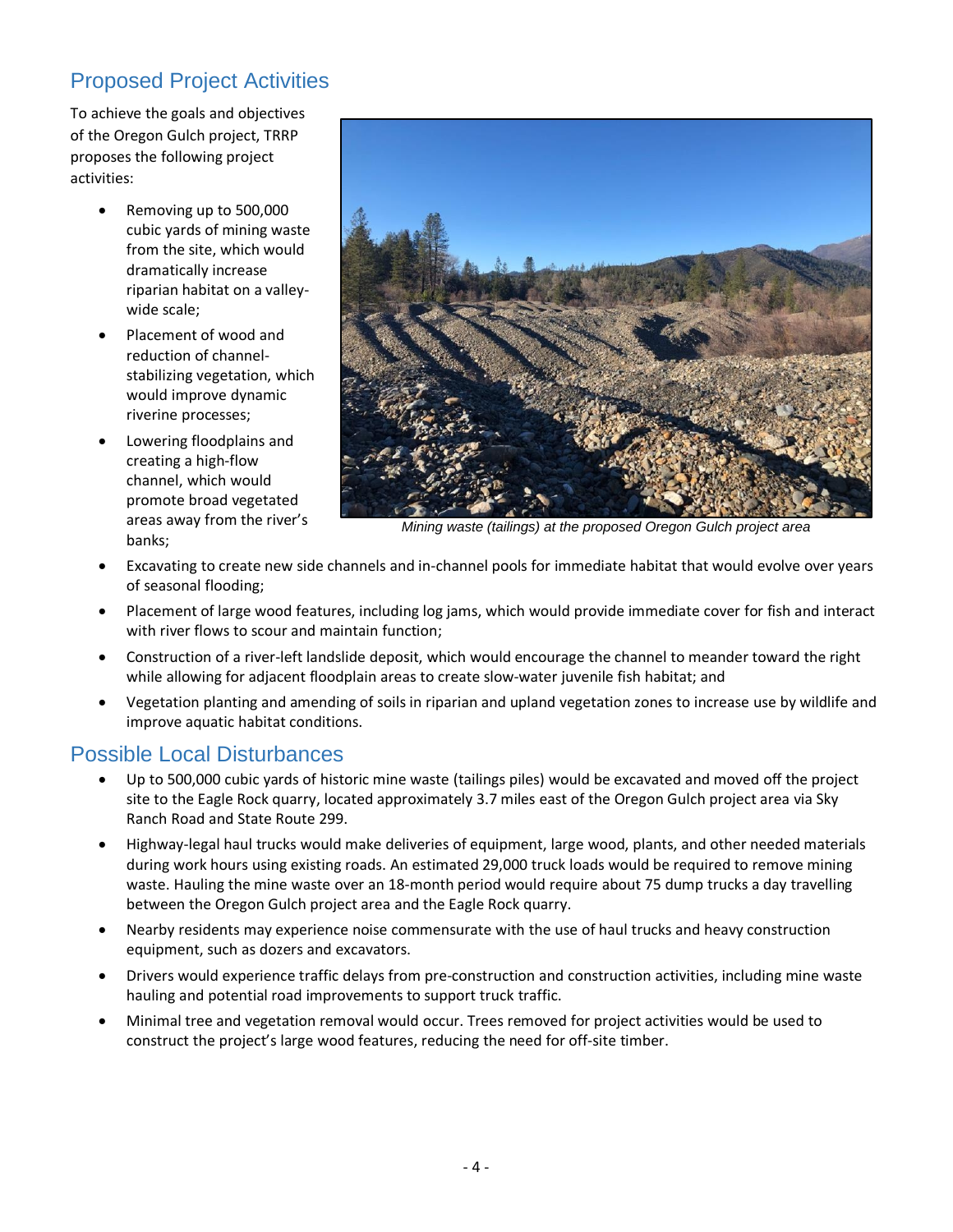## Proposed Project Activities

To achieve the goals and objectives of the Oregon Gulch project, TRRP proposes the following project activities:

- Removing up to 500,000 cubic yards of mining waste from the site, which would dramatically increase riparian habitat on a valley-wide scale;
- Placement of wood and reduction of channel-stabilizing vegetation, which would improve dynamic riverine processes;
- Lowering floodplains and creating a high-flow channel, which would promote broad vegetated areas away from the river's banks;
- Excavating to create new side channels and in-channel pools for immediate habitat that would evolve over years of seasonal flooding;
- Placement of large wood features, including log jams, which would provide immediate cover for fish and interact with river flows to scour and maintain function;
- Construction of a river-left landslide deposit, which would encourage the channel to meander toward the right while allowing for adjacent floodplain areas to create slow-water juvenile fish habitat; and
- Vegetation planting and amending of soils in riparian and upland vegetation zones to increase use by wildlife and improve aquatic habitat conditions.

*Mining waste (tailings) at the proposed Oregon Gulch project area*

## Possible Local Disturbances

- Up to 500,000 cubic yards of historic mine waste (tailings piles) would be excavated and moved off the project site to the Eagle Rock quarry, located approximately 3.7 miles east of the Oregon Gulch project area via Sky Ranch Road and State Route 299.
- Highway-legal haul trucks would make deliveries of equipment, large wood, plants, and other needed materials during work hours using existing roads. An estimated 29,000 truck loads would be required to remove mining waste. Hauling the mine waste over an 18-month period would require about 75 dump trucks a day travelling between the Oregon Gulch project area and the Eagle Rock quarry.
- Nearby residents may experience noise commensurate with the use of haul trucks and heavy construction equipment, such as dozers and excavators.
- Drivers would experience traffic delays from pre-construction and construction activities, including mine waste hauling and potential road improvements to support truck traffic.
- Minimal tree and vegetation removal would occur. Trees removed for project activities would be used to construct the project's large wood features, reducing the need for off-site timber.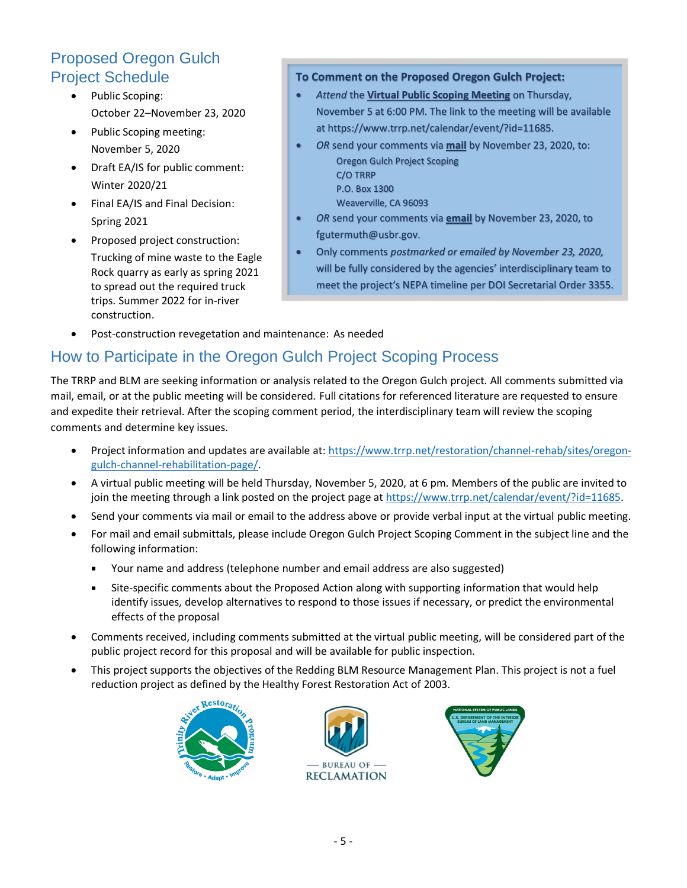## Proposed Oregon Gulch Project Schedule

- Public Scoping: October 22–November 23, 2020
- Public Scoping meeting: November 5, 2020
- Draft EA/IS for public comment: Winter 2020/21
- Final EA/IS and Final Decision: Spring 2021
- Proposed project construction: Trucking of mine waste to the Eagle Rock quarry as early as spring 2021 to spread out the required truck trips. Summer 2022 for in-river construction.
- Post-construction revegetation and maintenance: As needed

**To Comment on the Proposed Oregon Gulch Project:**

- *Attend* the **Virtual Public Scoping Meeting** on Thursday, November 5 at 6:00 PM. The link to the meeting will be available at https://www.trrp.net/calendar/event/?id=11685.
- *OR* send your comments via **mail** by November 23, 2020, to:
  Oregon Gulch Project Scoping
  C/O TRRP
  P.O. Box 1300
  Weaverville, CA 96093
- *OR* send your comments via **email** by November 23, 2020, to fgutermuth@usbr.gov.
- Only comments *postmarked or emailed by November 23, 2020,* will be fully considered by the agencies' interdisciplinary team to meet the project's NEPA timeline per DOI Secretarial Order 3355.

## How to Participate in the Oregon Gulch Project Scoping Process

The TRRP and BLM are seeking information or analysis related to the Oregon Gulch project. All comments submitted via mail, email, or at the public meeting will be considered. Full citations for referenced literature are requested to ensure and expedite their retrieval. After the scoping comment period, the interdisciplinary team will review the scoping comments and determine key issues.

- Project information and updates are available at: https://www.trrp.net/restoration/channel-rehab/sites/oregon-gulch-channel-rehabilitation-page/.
- A virtual public meeting will be held Thursday, November 5, 2020, at 6 pm. Members of the public are invited to join the meeting through a link posted on the project page at https://www.trrp.net/calendar/event/?id=11685.
- Send your comments via mail or email to the address above or provide verbal input at the virtual public meeting.
- For mail and email submittals, please include Oregon Gulch Project Scoping Comment in the subject line and the following information:
  - Your name and address (telephone number and email address are also suggested)
  - Site-specific comments about the Proposed Action along with supporting information that would help identify issues, develop alternatives to respond to those issues if necessary, or predict the environmental effects of the proposal
- Comments received, including comments submitted at the virtual public meeting, will be considered part of the public project record for this proposal and will be available for public inspection.
- This project supports the objectives of the Redding BLM Resource Management Plan. This project is not a fuel reduction project as defined by the Healthy Forest Restoration Act of 2003.